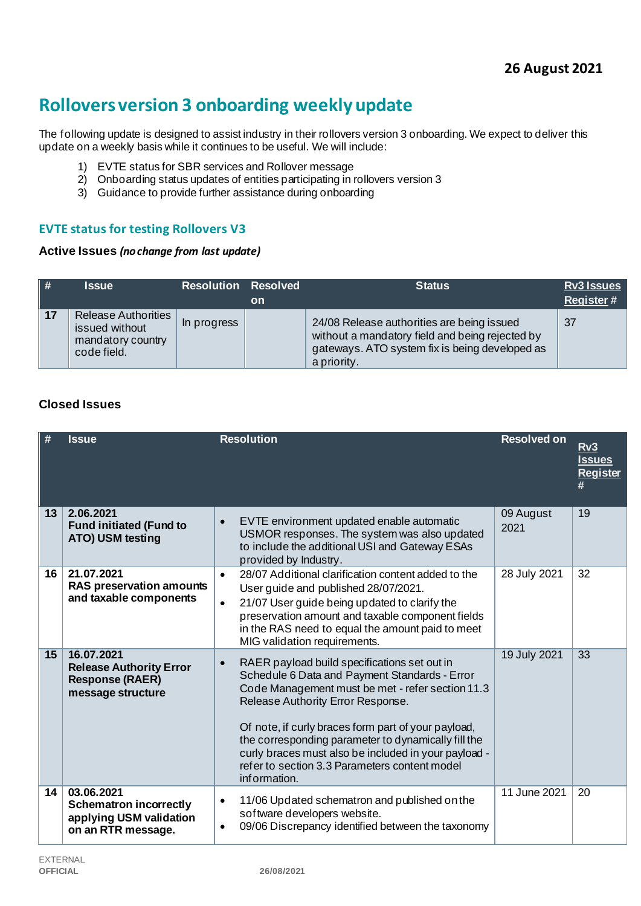**26 August 2021**

# Rollovers version 3 onboarding weekly update

The following update is designed to assist industry in their rollovers version 3 onboarding. We expect to deliver this update on a weekly basis while it continues to be useful. We will include:

1) EVTE status for SBR services and Rollover message
2) Onboarding status updates of entities participating in rollovers version 3
3) Guidance to provide further assistance during onboarding

## EVTE status for testing Rollovers V3

### Active Issues *(no change from last update)*

| # | Issue | Resolution | Resolved on | Status | Rv3 Issues Register # |
|---|---|---|---|---|---|
| 17 | Release Authorities issued without mandatory country code field. | In progress | | 24/08 Release authorities are being issued without a mandatory field and being rejected by gateways. ATO system fix is being developed as a priority. | 37 |

### Closed Issues

| # | Issue | Resolution | Resolved on | Rv3 Issues Register # |
|---|---|---|---|---|
| 13 | **2.06.2021 Fund initiated (Fund to ATO) USM testing** | • EVTE environment updated enable automatic USMOR responses. The system was also updated to include the additional USI and Gateway ESAs provided by Industry. | 09 August 2021 | 19 |
| 16 | **21.07.2021 RAS preservation amounts and taxable components** | • 28/07 Additional clarification content added to the User guide and published 28/07/2021.<br>• 21/07 User guide being updated to clarify the preservation amount and taxable component fields in the RAS need to equal the amount paid to meet MIG validation requirements. | 28 July 2021 | 32 |
| 15 | **16.07.2021 Release Authority Error Response (RAER) message structure** | • RAER payload build specifications set out in Schedule 6 Data and Payment Standards - Error Code Management must be met - refer section 11.3 Release Authority Error Response.<br><br>Of note, if curly braces form part of your payload, the corresponding parameter to dynamically fill the curly braces must also be included in your payload - refer to section 3.3 Parameters content model information. | 19 July 2021 | 33 |
| 14 | **03.06.2021 Schematron incorrectly applying USM validation on an RTR message.** | • 11/06 Updated schematron and published on the software developers website.<br>• 09/06 Discrepancy identified between the taxonomy | 11 June 2021 | 20 |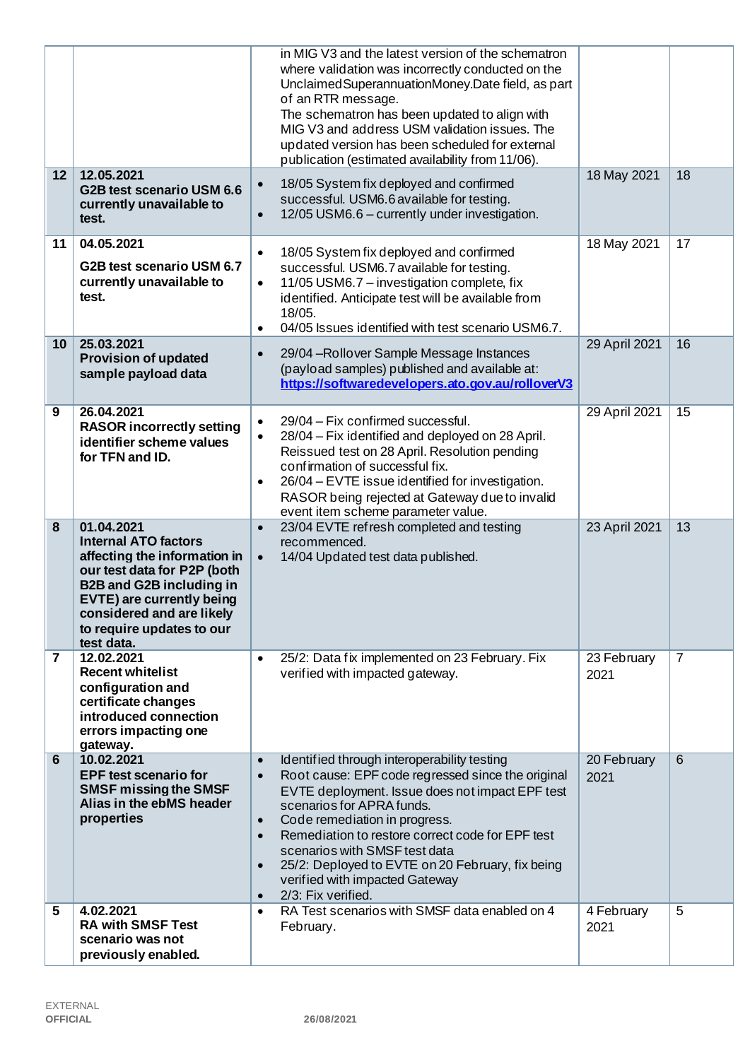| | | | | |
|---|---|---|---|---|
| | | in MIG V3 and the latest version of the schematron where validation was incorrectly conducted on the UnclaimedSuperannuationMoney.Date field, as part of an RTR message.<br>The schematron has been updated to align with MIG V3 and address USM validation issues. The updated version has been scheduled for external publication (estimated availability from 11/06). | | |
| **12** | **12.05.2021**<br>**G2B test scenario USM 6.6 currently unavailable to test.** | • 18/05 System fix deployed and confirmed successful. USM6.6 available for testing.<br>• 12/05 USM6.6 – currently under investigation. | 18 May 2021 | 18 |
| **11** | **04.05.2021**<br>**G2B test scenario USM 6.7 currently unavailable to test.** | • 18/05 System fix deployed and confirmed successful. USM6.7 available for testing.<br>• 11/05 USM6.7 – investigation complete, fix identified. Anticipate test will be available from 18/05.<br>• 04/05 Issues identified with test scenario USM6.7. | 18 May 2021 | 17 |
| **10** | **25.03.2021**<br>**Provision of updated sample payload data** | • 29/04 –Rollover Sample Message Instances (payload samples) published and available at: [https://softwaredevelopers.ato.gov.au/rolloverV3](https://softwaredevelopers.ato.gov.au/rolloverV3) | 29 April 2021 | 16 |
| **9** | **26.04.2021**<br>**RASOR incorrectly setting identifier scheme values for TFN and ID.** | • 29/04 – Fix confirmed successful.<br>• 28/04 – Fix identified and deployed on 28 April. Reissued test on 28 April. Resolution pending confirmation of successful fix.<br>• 26/04 – EVTE issue identified for investigation. RASOR being rejected at Gateway due to invalid event item scheme parameter value. | 29 April 2021 | 15 |
| **8** | **01.04.2021**<br>**Internal ATO factors affecting the information in our test data for P2P (both B2B and G2B including in EVTE) are currently being considered and are likely to require updates to our test data.** | • 23/04 EVTE refresh completed and testing recommenced.<br>• 14/04 Updated test data published. | 23 April 2021 | 13 |
| **7** | **12.02.2021**<br>**Recent whitelist configuration and certificate changes introduced connection errors impacting one gateway.** | • 25/2: Data fix implemented on 23 February. Fix verified with impacted gateway. | 23 February 2021 | 7 |
| **6** | **10.02.2021**<br>**EPF test scenario for SMSF missing the SMSF Alias in the ebMS header properties** | • Identified through interoperability testing<br>• Root cause: EPF code regressed since the original EVTE deployment. Issue does not impact EPF test scenarios for APRA funds.<br>• Code remediation in progress.<br>• Remediation to restore correct code for EPF test scenarios with SMSF test data<br>• 25/2: Deployed to EVTE on 20 February, fix being verified with impacted Gateway<br>• 2/3: Fix verified. | 20 February 2021 | 6 |
| **5** | **4.02.2021**<br>**RA with SMSF Test scenario was not previously enabled.** | • RA Test scenarios with SMSF data enabled on 4 February. | 4 February 2021 | 5 |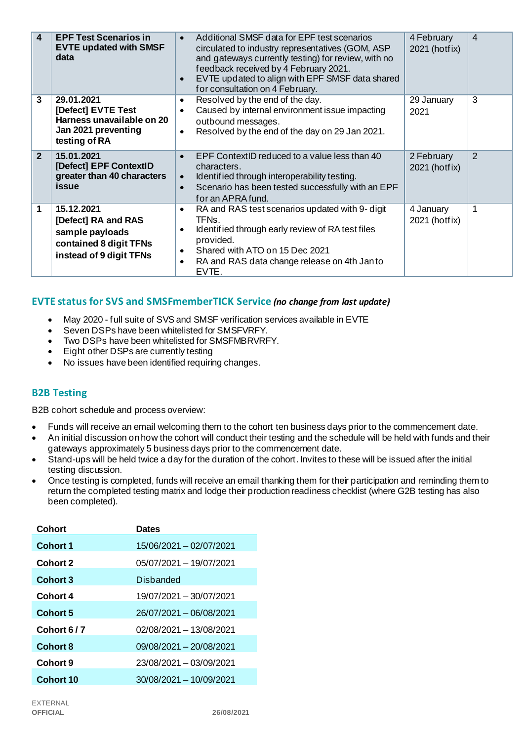| | | | | |
|---|---|---|---|---|
| **4** | **EPF Test Scenarios in EVTE updated with SMSF data** | • Additional SMSF data for EPF test scenarios circulated to industry representatives (GOM, ASP and gateways currently testing) for review, with no feedback received by 4 February 2021.<br>• EVTE updated to align with EPF SMSF data shared for consultation on 4 February. | 4 February 2021 (hotfix) | 4 |
| **3** | **29.01.2021**<br>**[Defect] EVTE Test Harness unavailable on 20 Jan 2021 preventing testing of RA** | • Resolved by the end of the day.<br>• Caused by internal environment issue impacting outbound messages.<br>• Resolved by the end of the day on 29 Jan 2021. | 29 January 2021 | 3 |
| **2** | **15.01.2021**<br>**[Defect] EPF ContextID greater than 40 characters issue** | • EPF ContextID reduced to a value less than 40 characters.<br>• Identified through interoperability testing.<br>• Scenario has been tested successfully with an EPF for an APRA fund. | 2 February 2021 (hotfix) | 2 |
| **1** | **15.12.2021**<br>**[Defect] RA and RAS sample payloads contained 8 digit TFNs instead of 9 digit TFNs** | • RA and RAS test scenarios updated with 9- digit TFNs.<br>• Identified through early review of RA test files provided.<br>• Shared with ATO on 15 Dec 2021<br>• RA and RAS data change release on 4th Jan to EVTE. | 4 January 2021 (hotfix) | 1 |

## EVTE status for SVS and SMSFmemberTICK Service *(no change from last update)*

- May 2020 - full suite of SVS and SMSF verification services available in EVTE
- Seven DSPs have been whitelisted for SMSFVRFY.
- Two DSPs have been whitelisted for SMSFMBRVRFY.
- Eight other DSPs are currently testing
- No issues have been identified requiring changes.

## B2B Testing

B2B cohort schedule and process overview:

- Funds will receive an email welcoming them to the cohort ten business days prior to the commencement date.
- An initial discussion on how the cohort will conduct their testing and the schedule will be held with funds and their gateways approximately 5 business days prior to the commencement date.
- Stand-ups will be held twice a day for the duration of the cohort. Invites to these will be issued after the initial testing discussion.
- Once testing is completed, funds will receive an email thanking them for their participation and reminding them to return the completed testing matrix and lodge their production readiness checklist (where G2B testing has also been completed).

| Cohort | Dates |
|---|---|
| **Cohort 1** | 15/06/2021 – 02/07/2021 |
| **Cohort 2** | 05/07/2021 – 19/07/2021 |
| **Cohort 3** | Disbanded |
| **Cohort 4** | 19/07/2021 – 30/07/2021 |
| **Cohort 5** | 26/07/2021 – 06/08/2021 |
| **Cohort 6 / 7** | 02/08/2021 – 13/08/2021 |
| **Cohort 8** | 09/08/2021 – 20/08/2021 |
| **Cohort 9** | 23/08/2021 – 03/09/2021 |
| **Cohort 10** | 30/08/2021 – 10/09/2021 |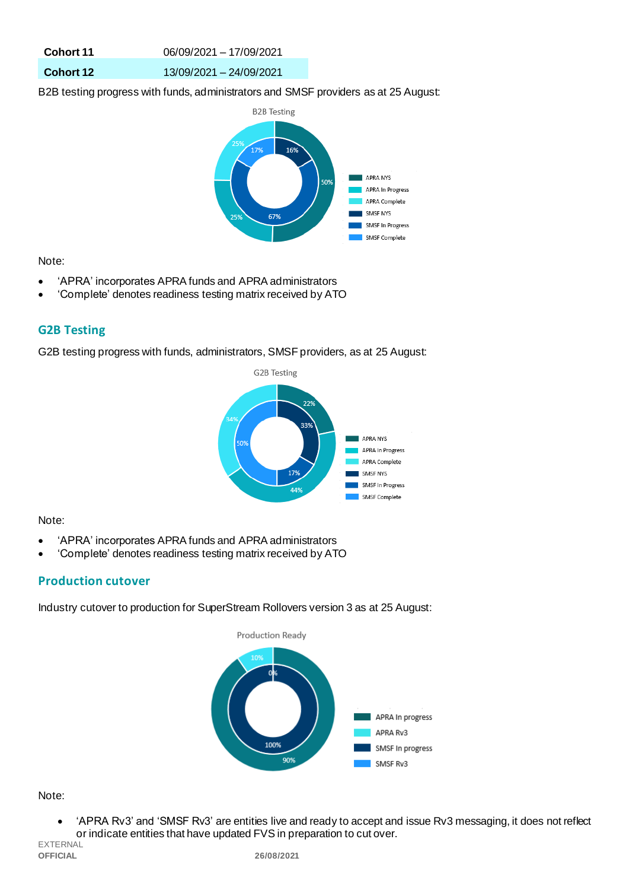| Cohort 11 | 06/09/2021 – 17/09/2021 |
| --- | --- |
| Cohort 12 | 13/09/2021 – 24/09/2021 |

B2B testing progress with funds, administrators and SMSF providers as at 25 August:

Note:

- 'APRA' incorporates APRA funds and APRA administrators
- 'Complete' denotes readiness testing matrix received by ATO

## G2B Testing

G2B testing progress with funds, administrators, SMSF providers, as at 25 August:

Note:

- 'APRA' incorporates APRA funds and APRA administrators
- 'Complete' denotes readiness testing matrix received by ATO

## Production cutover

Industry cutover to production for SuperStream Rollovers version 3 as at 25 August:

Note:

- 'APRA Rv3' and 'SMSF Rv3' are entities live and ready to accept and issue Rv3 messaging, it does not reflect or indicate entities that have updated FVS in preparation to cut over.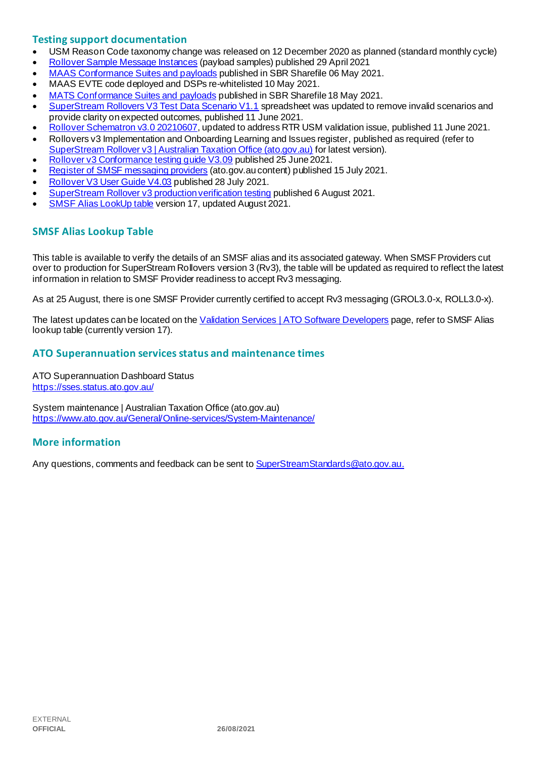## Testing support documentation

- USM Reason Code taxonomy change was released on 12 December 2020 as planned (standard monthly cycle)
- Rollover Sample Message Instances (payload samples) published 29 April 2021
- MAAS Conformance Suites and payloads published in SBR Sharefile 06 May 2021.
- MAAS EVTE code deployed and DSPs re-whitelisted 10 May 2021.
- MATS Conformance Suites and payloads published in SBR Sharefile 18 May 2021.
- SuperStream Rollovers V3 Test Data Scenario V1.1 spreadsheet was updated to remove invalid scenarios and provide clarity on expected outcomes, published 11 June 2021.
- Rollover Schematron v3.0 20210607, updated to address RTR USM validation issue, published 11 June 2021.
- Rollovers v3 Implementation and Onboarding Learning and Issues register, published as required (refer to SuperStream Rollover v3 | Australian Taxation Office (ato.gov.au) for latest version).
- Rollover v3 Conformance testing guide V3.09 published 25 June 2021.
- Register of SMSF messaging providers (ato.gov.au content) published 15 July 2021.
- Rollover V3 User Guide V4.03 published 28 July 2021.
- SuperStream Rollover v3 production verification testing published 6 August 2021.
- SMSF Alias LookUp table version 17, updated August 2021.

## SMSF Alias Lookup Table

This table is available to verify the details of an SMSF alias and its associated gateway. When SMSF Providers cut over to production for SuperStream Rollovers version 3 (Rv3), the table will be updated as required to reflect the latest information in relation to SMSF Provider readiness to accept Rv3 messaging.

As at 25 August, there is one SMSF Provider currently certified to accept Rv3 messaging (GROL3.0-x, ROLL3.0-x).

The latest updates can be located on the Validation Services | ATO Software Developers page, refer to SMSF Alias lookup table (currently version 17).

## ATO Superannuation services status and maintenance times

ATO Superannuation Dashboard Status
https://sses.status.ato.gov.au/

System maintenance | Australian Taxation Office (ato.gov.au)
https://www.ato.gov.au/General/Online-services/System-Maintenance/

## More information

Any questions, comments and feedback can be sent to SuperStreamStandards@ato.gov.au.